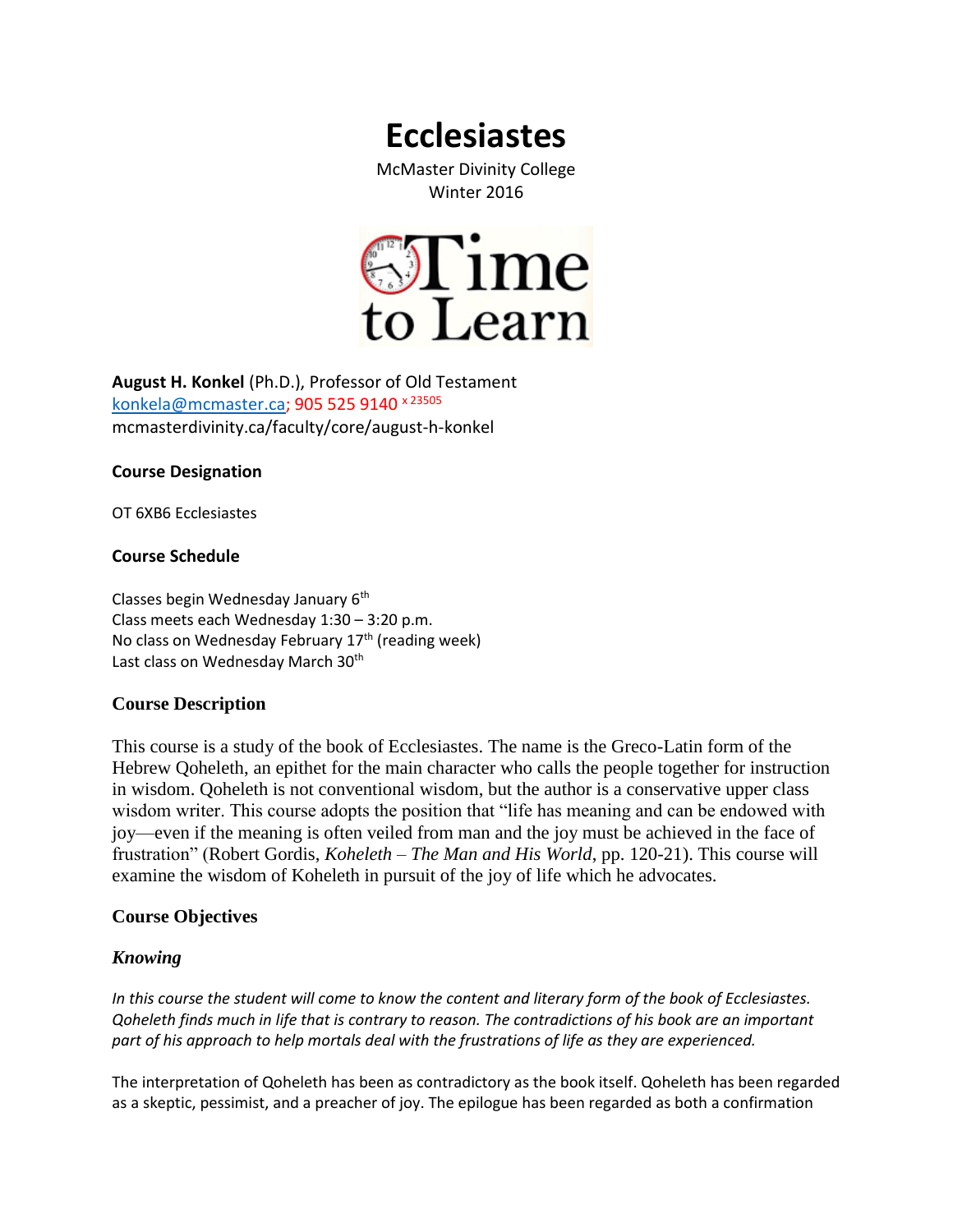# Ecclesiastes

McMaster Divinity College
Winter 2016

**August H. Konkel** (Ph.D.), Professor of Old Testament
konkela@mcmaster.ca; 905 525 9140 x 23505
mcmasterdivinity.ca/faculty/core/august-h-konkel

## Course Designation

OT 6XB6 Ecclesiastes

## Course Schedule

Classes begin Wednesday January 6th
Class meets each Wednesday 1:30 – 3:20 p.m.
No class on Wednesday February 17th (reading week)
Last class on Wednesday March 30th

## Course Description

This course is a study of the book of Ecclesiastes. The name is the Greco-Latin form of the Hebrew Qoheleth, an epithet for the main character who calls the people together for instruction in wisdom. Qoheleth is not conventional wisdom, but the author is a conservative upper class wisdom writer. This course adopts the position that "life has meaning and can be endowed with joy—even if the meaning is often veiled from man and the joy must be achieved in the face of frustration" (Robert Gordis, *Koheleth – The Man and His World*, pp. 120-21). This course will examine the wisdom of Koheleth in pursuit of the joy of life which he advocates.

## Course Objectives

### *Knowing*

*In this course the student will come to know the content and literary form of the book of Ecclesiastes. Qoheleth finds much in life that is contrary to reason. The contradictions of his book are an important part of his approach to help mortals deal with the frustrations of life as they are experienced.*

The interpretation of Qoheleth has been as contradictory as the book itself. Qoheleth has been regarded as a skeptic, pessimist, and a preacher of joy. The epilogue has been regarded as both a confirmation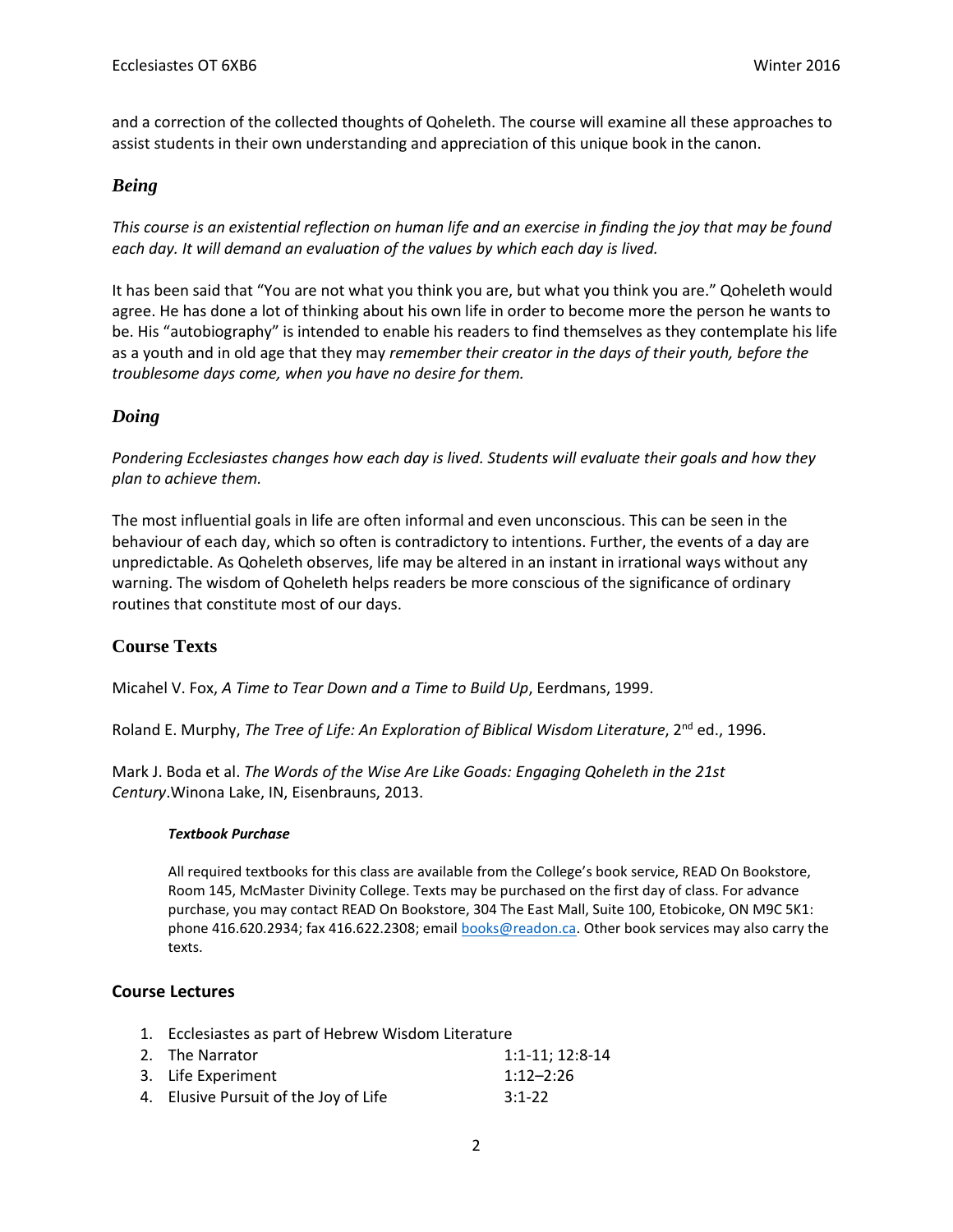and a correction of the collected thoughts of Qoheleth. The course will examine all these approaches to assist students in their own understanding and appreciation of this unique book in the canon.

### *Being*

*This course is an existential reflection on human life and an exercise in finding the joy that may be found each day. It will demand an evaluation of the values by which each day is lived.*

It has been said that “You are not what you think you are, but what you think you are.” Qoheleth would agree. He has done a lot of thinking about his own life in order to become more the person he wants to be. His “autobiography” is intended to enable his readers to find themselves as they contemplate his life as a youth and in old age that they may *remember their creator in the days of their youth, before the troublesome days come, when you have no desire for them.*

### *Doing*

*Pondering Ecclesiastes changes how each day is lived. Students will evaluate their goals and how they plan to achieve them.*

The most influential goals in life are often informal and even unconscious. This can be seen in the behaviour of each day, which so often is contradictory to intentions. Further, the events of a day are unpredictable. As Qoheleth observes, life may be altered in an instant in irrational ways without any warning. The wisdom of Qoheleth helps readers be more conscious of the significance of ordinary routines that constitute most of our days.

## Course Texts

Micahel V. Fox, *A Time to Tear Down and a Time to Build Up*, Eerdmans, 1999.

Roland E. Murphy, *The Tree of Life: An Exploration of Biblical Wisdom Literature*, 2nd ed., 1996.

Mark J. Boda et al. *The Words of the Wise Are Like Goads: Engaging Qoheleth in the 21st Century*.Winona Lake, IN, Eisenbrauns, 2013.

#### ***Textbook Purchase***

All required textbooks for this class are available from the College’s book service, READ On Bookstore, Room 145, McMaster Divinity College. Texts may be purchased on the first day of class. For advance purchase, you may contact READ On Bookstore, 304 The East Mall, Suite 100, Etobicoke, ON M9C 5K1: phone 416.620.2934; fax 416.622.2308; email books@readon.ca. Other book services may also carry the texts.

## Course Lectures

1. Ecclesiastes as part of Hebrew Wisdom Literature
2. The Narrator — 1:1-11; 12:8-14
3. Life Experiment — 1:12–2:26
4. Elusive Pursuit of the Joy of Life — 3:1-22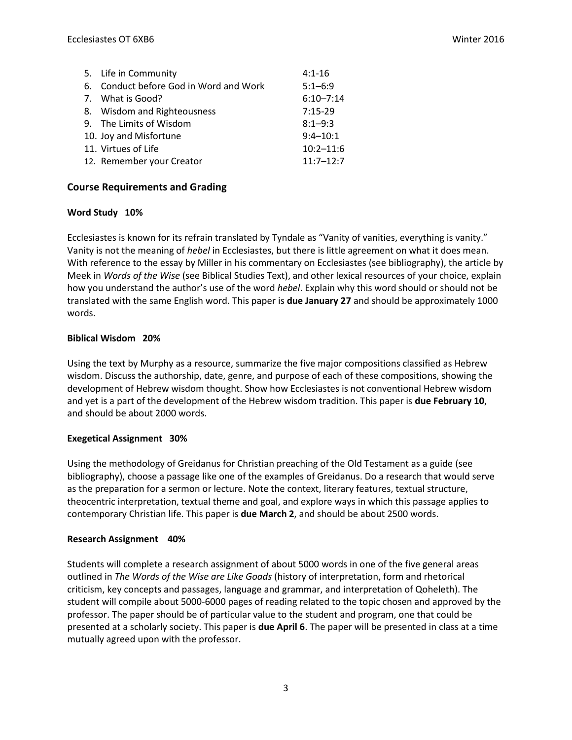| | |
|---|---|
| 5. Life in Community | 4:1-16 |
| 6. Conduct before God in Word and Work | 5:1–6:9 |
| 7. What is Good? | 6:10–7:14 |
| 8. Wisdom and Righteousness | 7:15-29 |
| 9. The Limits of Wisdom | 8:1–9:3 |
| 10. Joy and Misfortune | 9:4–10:1 |
| 11. Virtues of Life | 10:2–11:6 |
| 12. Remember your Creator | 11:7–12:7 |

## Course Requirements and Grading

### Word Study 10%

Ecclesiastes is known for its refrain translated by Tyndale as "Vanity of vanities, everything is vanity." Vanity is not the meaning of *hebel* in Ecclesiastes, but there is little agreement on what it does mean. With reference to the essay by Miller in his commentary on Ecclesiastes (see bibliography), the article by Meek in *Words of the Wise* (see Biblical Studies Text), and other lexical resources of your choice, explain how you understand the author's use of the word *hebel*. Explain why this word should or should not be translated with the same English word. This paper is **due January 27** and should be approximately 1000 words.

### Biblical Wisdom 20%

Using the text by Murphy as a resource, summarize the five major compositions classified as Hebrew wisdom. Discuss the authorship, date, genre, and purpose of each of these compositions, showing the development of Hebrew wisdom thought. Show how Ecclesiastes is not conventional Hebrew wisdom and yet is a part of the development of the Hebrew wisdom tradition. This paper is **due February 10**, and should be about 2000 words.

### Exegetical Assignment 30%

Using the methodology of Greidanus for Christian preaching of the Old Testament as a guide (see bibliography), choose a passage like one of the examples of Greidanus. Do a research that would serve as the preparation for a sermon or lecture. Note the context, literary features, textual structure, theocentric interpretation, textual theme and goal, and explore ways in which this passage applies to contemporary Christian life. This paper is **due March 2**, and should be about 2500 words.

### Research Assignment 40%

Students will complete a research assignment of about 5000 words in one of the five general areas outlined in *The Words of the Wise are Like Goads* (history of interpretation, form and rhetorical criticism, key concepts and passages, language and grammar, and interpretation of Qoheleth). The student will compile about 5000-6000 pages of reading related to the topic chosen and approved by the professor. The paper should be of particular value to the student and program, one that could be presented at a scholarly society. This paper is **due April 6**. The paper will be presented in class at a time mutually agreed upon with the professor.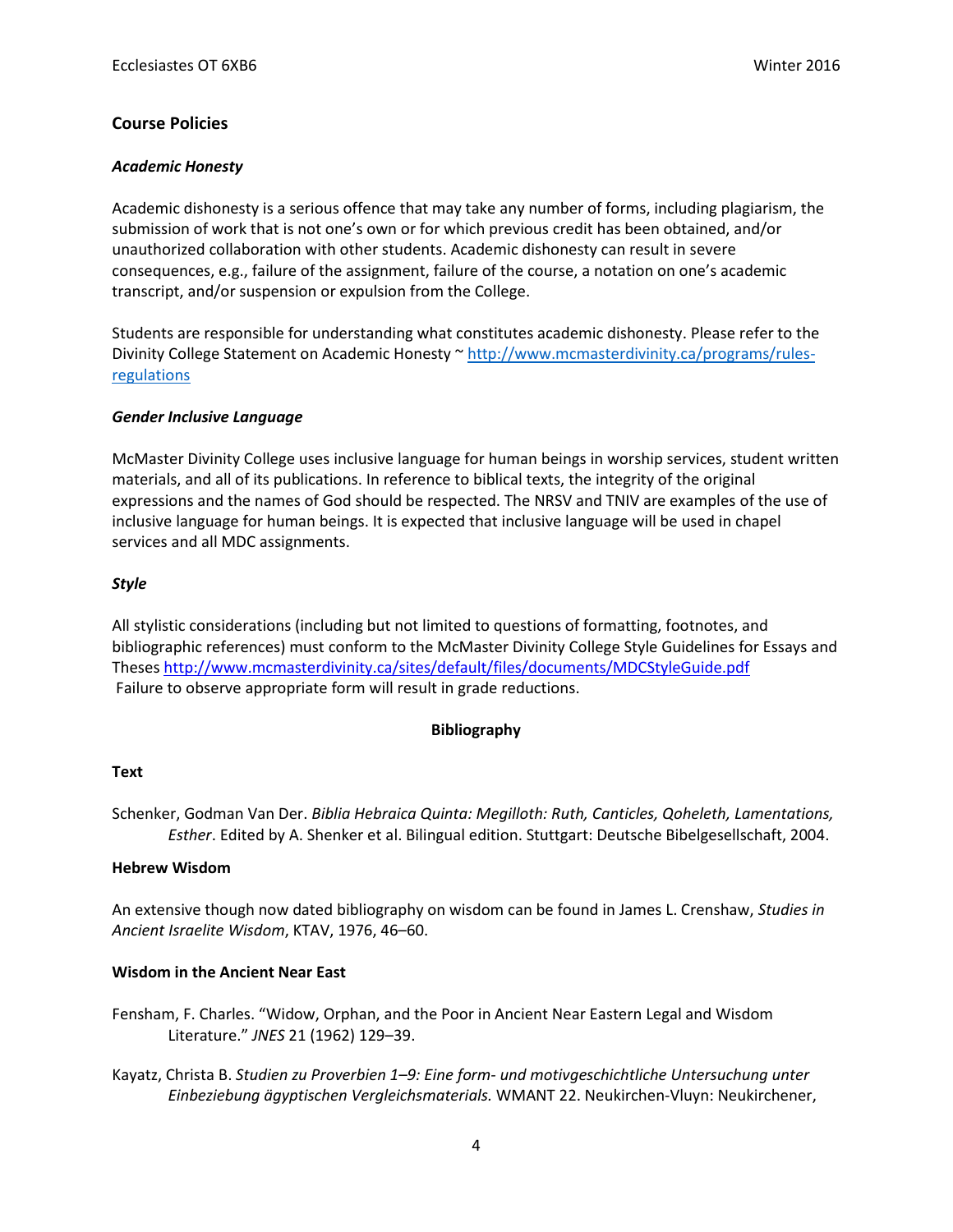## Course Policies

### *Academic Honesty*

Academic dishonesty is a serious offence that may take any number of forms, including plagiarism, the submission of work that is not one's own or for which previous credit has been obtained, and/or unauthorized collaboration with other students. Academic dishonesty can result in severe consequences, e.g., failure of the assignment, failure of the course, a notation on one's academic transcript, and/or suspension or expulsion from the College.

Students are responsible for understanding what constitutes academic dishonesty. Please refer to the Divinity College Statement on Academic Honesty ~ http://www.mcmasterdivinity.ca/programs/rules-regulations

### *Gender Inclusive Language*

McMaster Divinity College uses inclusive language for human beings in worship services, student written materials, and all of its publications. In reference to biblical texts, the integrity of the original expressions and the names of God should be respected. The NRSV and TNIV are examples of the use of inclusive language for human beings. It is expected that inclusive language will be used in chapel services and all MDC assignments.

### *Style*

All stylistic considerations (including but not limited to questions of formatting, footnotes, and bibliographic references) must conform to the McMaster Divinity College Style Guidelines for Essays and Theses http://www.mcmasterdivinity.ca/sites/default/files/documents/MDCStyleGuide.pdf Failure to observe appropriate form will result in grade reductions.

## Bibliography

### Text

Schenker, Godman Van Der. *Biblia Hebraica Quinta: Megilloth: Ruth, Canticles, Qoheleth, Lamentations, Esther*. Edited by A. Shenker et al. Bilingual edition. Stuttgart: Deutsche Bibelgesellschaft, 2004.

### Hebrew Wisdom

An extensive though now dated bibliography on wisdom can be found in James L. Crenshaw, *Studies in Ancient Israelite Wisdom*, KTAV, 1976, 46–60.

### Wisdom in the Ancient Near East

Fensham, F. Charles. "Widow, Orphan, and the Poor in Ancient Near Eastern Legal and Wisdom Literature." *JNES* 21 (1962) 129–39.

Kayatz, Christa B. *Studien zu Proverbien 1–9: Eine form- und motivgeschichtliche Untersuchung unter Einbeziehung ägyptischen Vergleichsmaterials.* WMANT 22. Neukirchen-Vluyn: Neukirchener,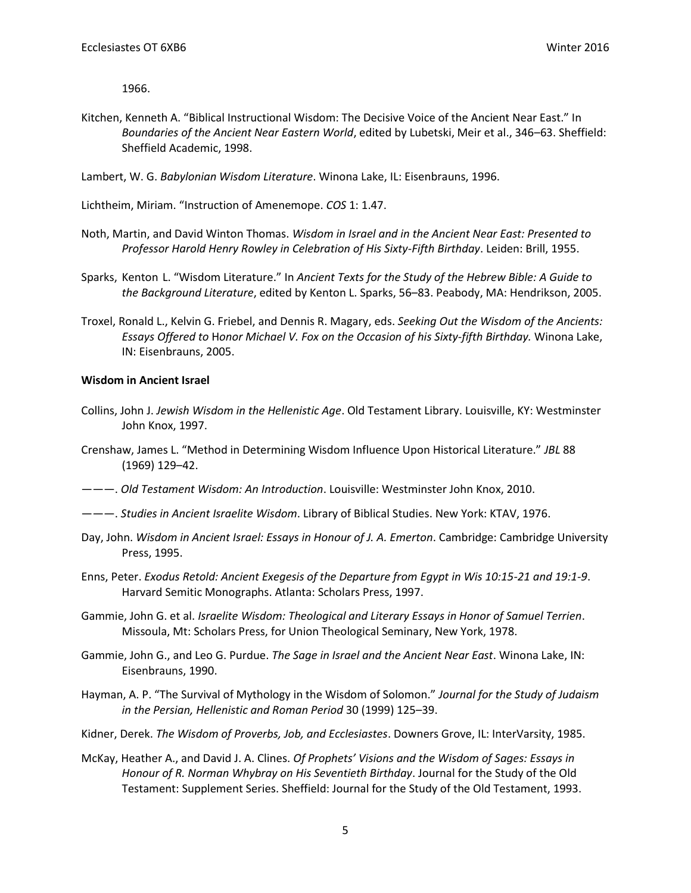1966.

Kitchen, Kenneth A. "Biblical Instructional Wisdom: The Decisive Voice of the Ancient Near East." In *Boundaries of the Ancient Near Eastern World*, edited by Lubetski, Meir et al., 346–63. Sheffield: Sheffield Academic, 1998.

Lambert, W. G. *Babylonian Wisdom Literature*. Winona Lake, IL: Eisenbrauns, 1996.

Lichtheim, Miriam. "Instruction of Amenemope. *COS* 1: 1.47.

Noth, Martin, and David Winton Thomas. *Wisdom in Israel and in the Ancient Near East: Presented to Professor Harold Henry Rowley in Celebration of His Sixty-Fifth Birthday*. Leiden: Brill, 1955.

Sparks, Kenton L. "Wisdom Literature." In *Ancient Texts for the Study of the Hebrew Bible: A Guide to the Background Literature*, edited by Kenton L. Sparks, 56–83. Peabody, MA: Hendrikson, 2005.

Troxel, Ronald L., Kelvin G. Friebel, and Dennis R. Magary, eds. *Seeking Out the Wisdom of the Ancients: Essays Offered to* Honor *Michael V. Fox on the Occasion of his Sixty-fifth Birthday.* Winona Lake, IN: Eisenbrauns, 2005.

**Wisdom in Ancient Israel**

Collins, John J. *Jewish Wisdom in the Hellenistic Age*. Old Testament Library. Louisville, KY: Westminster John Knox, 1997.

Crenshaw, James L. "Method in Determining Wisdom Influence Upon Historical Literature." *JBL* 88 (1969) 129–42.

———. *Old Testament Wisdom: An Introduction*. Louisville: Westminster John Knox, 2010.

———. *Studies in Ancient Israelite Wisdom*. Library of Biblical Studies. New York: KTAV, 1976.

Day, John. *Wisdom in Ancient Israel: Essays in Honour of J. A. Emerton*. Cambridge: Cambridge University Press, 1995.

Enns, Peter. *Exodus Retold: Ancient Exegesis of the Departure from Egypt in Wis 10:15-21 and 19:1-9*. Harvard Semitic Monographs. Atlanta: Scholars Press, 1997.

Gammie, John G. et al. *Israelite Wisdom: Theological and Literary Essays in Honor of Samuel Terrien*. Missoula, Mt: Scholars Press, for Union Theological Seminary, New York, 1978.

Gammie, John G., and Leo G. Purdue. *The Sage in Israel and the Ancient Near East*. Winona Lake, IN: Eisenbrauns, 1990.

Hayman, A. P. "The Survival of Mythology in the Wisdom of Solomon." *Journal for the Study of Judaism in the Persian, Hellenistic and Roman Period* 30 (1999) 125–39.

Kidner, Derek. *The Wisdom of Proverbs, Job, and Ecclesiastes*. Downers Grove, IL: InterVarsity, 1985.

McKay, Heather A., and David J. A. Clines. *Of Prophets' Visions and the Wisdom of Sages: Essays in Honour of R. Norman Whybray on His Seventieth Birthday*. Journal for the Study of the Old Testament: Supplement Series. Sheffield: Journal for the Study of the Old Testament, 1993.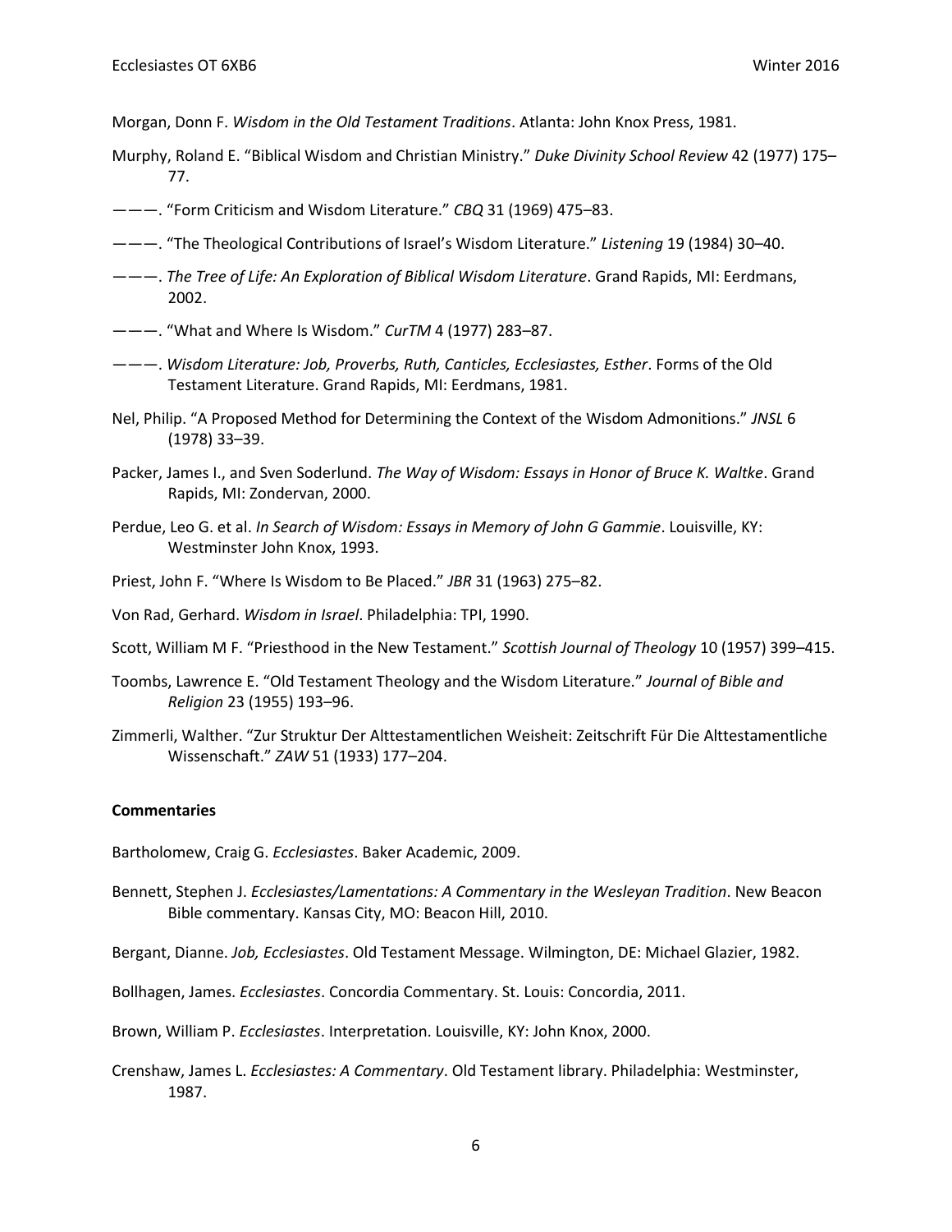Morgan, Donn F. *Wisdom in the Old Testament Traditions*. Atlanta: John Knox Press, 1981.

Murphy, Roland E. "Biblical Wisdom and Christian Ministry." *Duke Divinity School Review* 42 (1977) 175–77.

———. "Form Criticism and Wisdom Literature." *CBQ* 31 (1969) 475–83.

———. "The Theological Contributions of Israel's Wisdom Literature." *Listening* 19 (1984) 30–40.

———. *The Tree of Life: An Exploration of Biblical Wisdom Literature*. Grand Rapids, MI: Eerdmans, 2002.

———. "What and Where Is Wisdom." *CurTM* 4 (1977) 283–87.

———. *Wisdom Literature: Job, Proverbs, Ruth, Canticles, Ecclesiastes, Esther*. Forms of the Old Testament Literature. Grand Rapids, MI: Eerdmans, 1981.

Nel, Philip. "A Proposed Method for Determining the Context of the Wisdom Admonitions." *JNSL* 6 (1978) 33–39.

Packer, James I., and Sven Soderlund. *The Way of Wisdom: Essays in Honor of Bruce K. Waltke*. Grand Rapids, MI: Zondervan, 2000.

Perdue, Leo G. et al. *In Search of Wisdom: Essays in Memory of John G Gammie*. Louisville, KY: Westminster John Knox, 1993.

Priest, John F. "Where Is Wisdom to Be Placed." *JBR* 31 (1963) 275–82.

Von Rad, Gerhard. *Wisdom in Israel*. Philadelphia: TPI, 1990.

Scott, William M F. "Priesthood in the New Testament." *Scottish Journal of Theology* 10 (1957) 399–415.

Toombs, Lawrence E. "Old Testament Theology and the Wisdom Literature." *Journal of Bible and Religion* 23 (1955) 193–96.

Zimmerli, Walther. "Zur Struktur Der Alttestamentlichen Weisheit: Zeitschrift Für Die Alttestamentliche Wissenschaft." *ZAW* 51 (1933) 177–204.

**Commentaries**

Bartholomew, Craig G. *Ecclesiastes*. Baker Academic, 2009.

Bennett, Stephen J. *Ecclesiastes/Lamentations: A Commentary in the Wesleyan Tradition*. New Beacon Bible commentary. Kansas City, MO: Beacon Hill, 2010.

Bergant, Dianne. *Job, Ecclesiastes*. Old Testament Message. Wilmington, DE: Michael Glazier, 1982.

Bollhagen, James. *Ecclesiastes*. Concordia Commentary. St. Louis: Concordia, 2011.

Brown, William P. *Ecclesiastes*. Interpretation. Louisville, KY: John Knox, 2000.

Crenshaw, James L. *Ecclesiastes: A Commentary*. Old Testament library. Philadelphia: Westminster, 1987.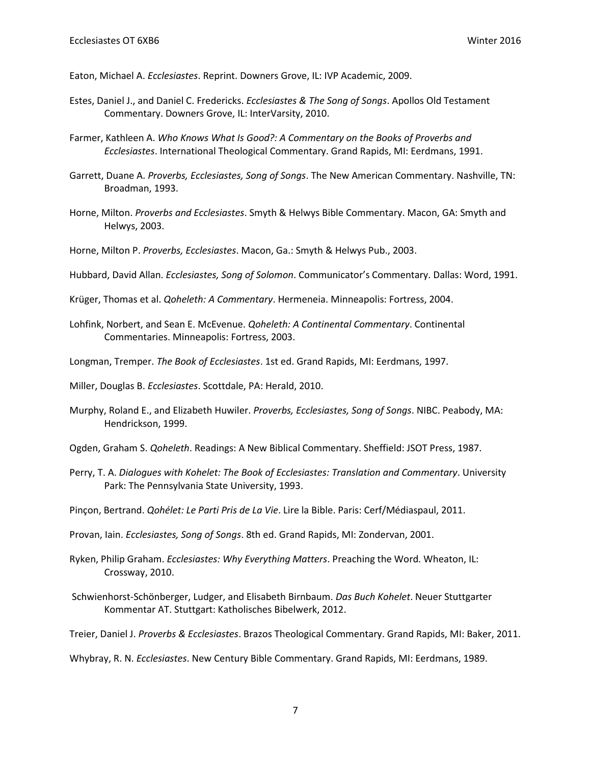Eaton, Michael A. *Ecclesiastes*. Reprint. Downers Grove, IL: IVP Academic, 2009.

Estes, Daniel J., and Daniel C. Fredericks. *Ecclesiastes & The Song of Songs*. Apollos Old Testament Commentary. Downers Grove, IL: InterVarsity, 2010.

Farmer, Kathleen A. *Who Knows What Is Good?: A Commentary on the Books of Proverbs and Ecclesiastes*. International Theological Commentary. Grand Rapids, MI: Eerdmans, 1991.

Garrett, Duane A. *Proverbs, Ecclesiastes, Song of Songs*. The New American Commentary. Nashville, TN: Broadman, 1993.

Horne, Milton. *Proverbs and Ecclesiastes*. Smyth & Helwys Bible Commentary. Macon, GA: Smyth and Helwys, 2003.

Horne, Milton P. *Proverbs, Ecclesiastes*. Macon, Ga.: Smyth & Helwys Pub., 2003.

Hubbard, David Allan. *Ecclesiastes, Song of Solomon*. Communicator's Commentary. Dallas: Word, 1991.

Krüger, Thomas et al. *Qoheleth: A Commentary*. Hermeneia. Minneapolis: Fortress, 2004.

Lohfink, Norbert, and Sean E. McEvenue. *Qoheleth: A Continental Commentary*. Continental Commentaries. Minneapolis: Fortress, 2003.

Longman, Tremper. *The Book of Ecclesiastes*. 1st ed. Grand Rapids, MI: Eerdmans, 1997.

Miller, Douglas B. *Ecclesiastes*. Scottdale, PA: Herald, 2010.

Murphy, Roland E., and Elizabeth Huwiler. *Proverbs, Ecclesiastes, Song of Songs*. NIBC. Peabody, MA: Hendrickson, 1999.

Ogden, Graham S. *Qoheleth*. Readings: A New Biblical Commentary. Sheffield: JSOT Press, 1987.

Perry, T. A. *Dialogues with Kohelet: The Book of Ecclesiastes: Translation and Commentary*. University Park: The Pennsylvania State University, 1993.

Pinçon, Bertrand. *Qohélet: Le Parti Pris de La Vie*. Lire la Bible. Paris: Cerf/Médiaspaul, 2011.

Provan, Iain. *Ecclesiastes, Song of Songs*. 8th ed. Grand Rapids, MI: Zondervan, 2001.

Ryken, Philip Graham. *Ecclesiastes: Why Everything Matters*. Preaching the Word. Wheaton, IL: Crossway, 2010.

Schwienhorst-Schönberger, Ludger, and Elisabeth Birnbaum. *Das Buch Kohelet*. Neuer Stuttgarter Kommentar AT. Stuttgart: Katholisches Bibelwerk, 2012.

Treier, Daniel J. *Proverbs & Ecclesiastes*. Brazos Theological Commentary. Grand Rapids, MI: Baker, 2011.

Whybray, R. N. *Ecclesiastes*. New Century Bible Commentary. Grand Rapids, MI: Eerdmans, 1989.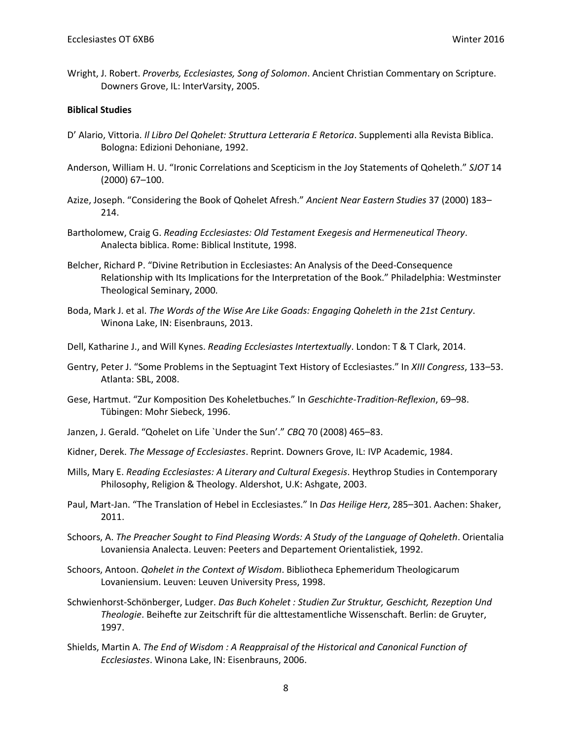Wright, J. Robert. *Proverbs, Ecclesiastes, Song of Solomon*. Ancient Christian Commentary on Scripture. Downers Grove, IL: InterVarsity, 2005.

**Biblical Studies**

D' Alario, Vittoria. *Il Libro Del Qohelet: Struttura Letteraria E Retorica*. Supplementi alla Revista Biblica. Bologna: Edizioni Dehoniane, 1992.

Anderson, William H. U. "Ironic Correlations and Scepticism in the Joy Statements of Qoheleth." *SJOT* 14 (2000) 67–100.

Azize, Joseph. "Considering the Book of Qohelet Afresh." *Ancient Near Eastern Studies* 37 (2000) 183–214.

Bartholomew, Craig G. *Reading Ecclesiastes: Old Testament Exegesis and Hermeneutical Theory*. Analecta biblica. Rome: Biblical Institute, 1998.

Belcher, Richard P. "Divine Retribution in Ecclesiastes: An Analysis of the Deed-Consequence Relationship with Its Implications for the Interpretation of the Book." Philadelphia: Westminster Theological Seminary, 2000.

Boda, Mark J. et al. *The Words of the Wise Are Like Goads: Engaging Qoheleth in the 21st Century*. Winona Lake, IN: Eisenbrauns, 2013.

Dell, Katharine J., and Will Kynes. *Reading Ecclesiastes Intertextually*. London: T & T Clark, 2014.

Gentry, Peter J. "Some Problems in the Septuagint Text History of Ecclesiastes." In *XIII Congress*, 133–53. Atlanta: SBL, 2008.

Gese, Hartmut. "Zur Komposition Des Koheletbuches." In *Geschichte-Tradition-Reflexion*, 69–98. Tübingen: Mohr Siebeck, 1996.

Janzen, J. Gerald. "Qohelet on Life `Under the Sun'." *CBQ* 70 (2008) 465–83.

Kidner, Derek. *The Message of Ecclesiastes*. Reprint. Downers Grove, IL: IVP Academic, 1984.

Mills, Mary E. *Reading Ecclesiastes: A Literary and Cultural Exegesis*. Heythrop Studies in Contemporary Philosophy, Religion & Theology. Aldershot, U.K: Ashgate, 2003.

Paul, Mart-Jan. "The Translation of Hebel in Ecclesiastes." In *Das Heilige Herz*, 285–301. Aachen: Shaker, 2011.

Schoors, A. *The Preacher Sought to Find Pleasing Words: A Study of the Language of Qoheleth*. Orientalia Lovaniensia Analecta. Leuven: Peeters and Departement Orientalistiek, 1992.

Schoors, Antoon. *Qohelet in the Context of Wisdom*. Bibliotheca Ephemeridum Theologicarum Lovaniensium. Leuven: Leuven University Press, 1998.

Schwienhorst-Schönberger, Ludger. *Das Buch Kohelet : Studien Zur Struktur, Geschicht, Rezeption Und Theologie*. Beihefte zur Zeitschrift für die alttestamentliche Wissenschaft. Berlin: de Gruyter, 1997.

Shields, Martin A. *The End of Wisdom : A Reappraisal of the Historical and Canonical Function of Ecclesiastes*. Winona Lake, IN: Eisenbrauns, 2006.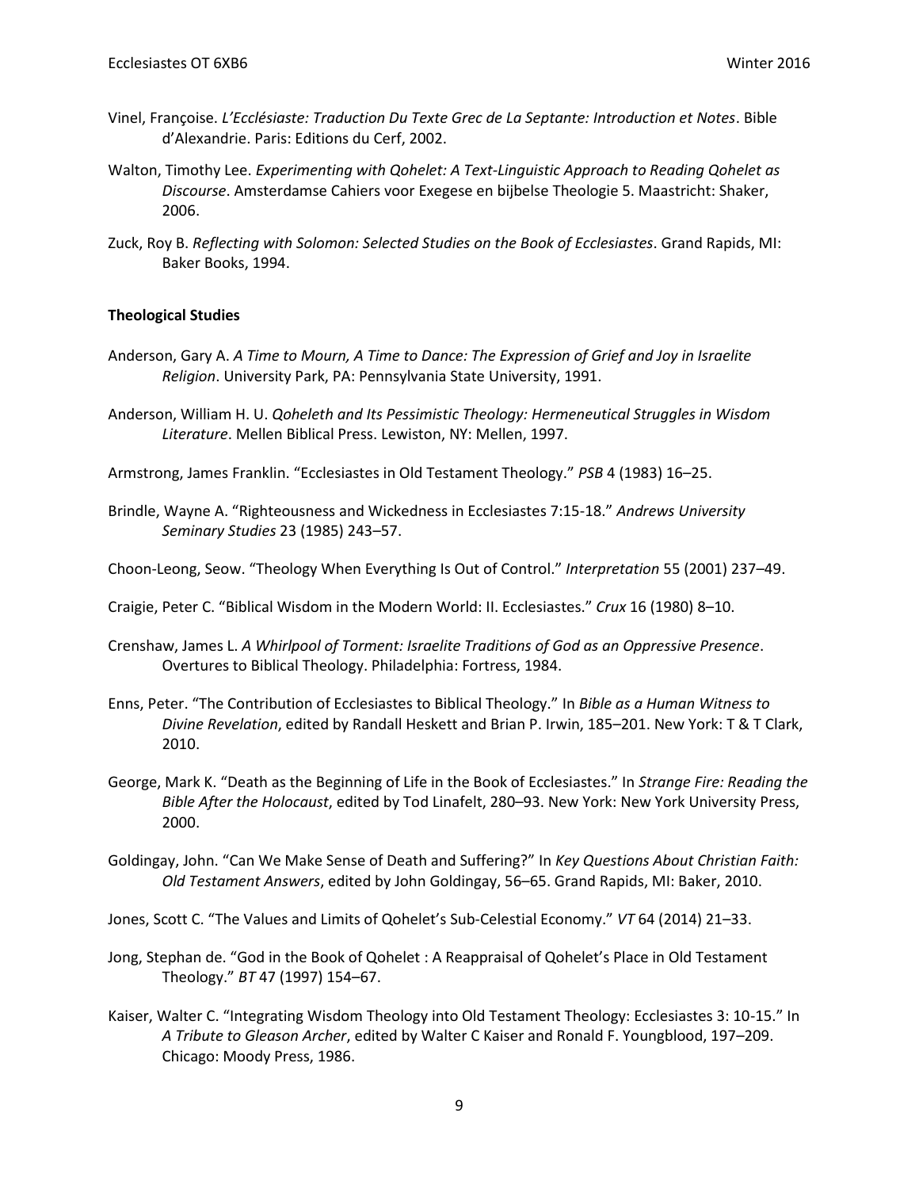Vinel, Françoise. *L'Ecclésiaste: Traduction Du Texte Grec de La Septante: Introduction et Notes*. Bible d'Alexandrie. Paris: Editions du Cerf, 2002.

Walton, Timothy Lee. *Experimenting with Qohelet: A Text-Linguistic Approach to Reading Qohelet as Discourse*. Amsterdamse Cahiers voor Exegese en bijbelse Theologie 5. Maastricht: Shaker, 2006.

Zuck, Roy B. *Reflecting with Solomon: Selected Studies on the Book of Ecclesiastes*. Grand Rapids, MI: Baker Books, 1994.

**Theological Studies**

Anderson, Gary A. *A Time to Mourn, A Time to Dance: The Expression of Grief and Joy in Israelite Religion*. University Park, PA: Pennsylvania State University, 1991.

Anderson, William H. U. *Qoheleth and Its Pessimistic Theology: Hermeneutical Struggles in Wisdom Literature*. Mellen Biblical Press. Lewiston, NY: Mellen, 1997.

Armstrong, James Franklin. "Ecclesiastes in Old Testament Theology." *PSB* 4 (1983) 16–25.

Brindle, Wayne A. "Righteousness and Wickedness in Ecclesiastes 7:15-18." *Andrews University Seminary Studies* 23 (1985) 243–57.

Choon-Leong, Seow. "Theology When Everything Is Out of Control." *Interpretation* 55 (2001) 237–49.

Craigie, Peter C. "Biblical Wisdom in the Modern World: II. Ecclesiastes." *Crux* 16 (1980) 8–10.

Crenshaw, James L. *A Whirlpool of Torment: Israelite Traditions of God as an Oppressive Presence*. Overtures to Biblical Theology. Philadelphia: Fortress, 1984.

Enns, Peter. "The Contribution of Ecclesiastes to Biblical Theology." In *Bible as a Human Witness to Divine Revelation*, edited by Randall Heskett and Brian P. Irwin, 185–201. New York: T & T Clark, 2010.

George, Mark K. "Death as the Beginning of Life in the Book of Ecclesiastes." In *Strange Fire: Reading the Bible After the Holocaust*, edited by Tod Linafelt, 280–93. New York: New York University Press, 2000.

Goldingay, John. "Can We Make Sense of Death and Suffering?" In *Key Questions About Christian Faith: Old Testament Answers*, edited by John Goldingay, 56–65. Grand Rapids, MI: Baker, 2010.

Jones, Scott C. "The Values and Limits of Qohelet's Sub-Celestial Economy." *VT* 64 (2014) 21–33.

Jong, Stephan de. "God in the Book of Qohelet : A Reappraisal of Qohelet's Place in Old Testament Theology." *BT* 47 (1997) 154–67.

Kaiser, Walter C. "Integrating Wisdom Theology into Old Testament Theology: Ecclesiastes 3: 10-15." In *A Tribute to Gleason Archer*, edited by Walter C Kaiser and Ronald F. Youngblood, 197–209. Chicago: Moody Press, 1986.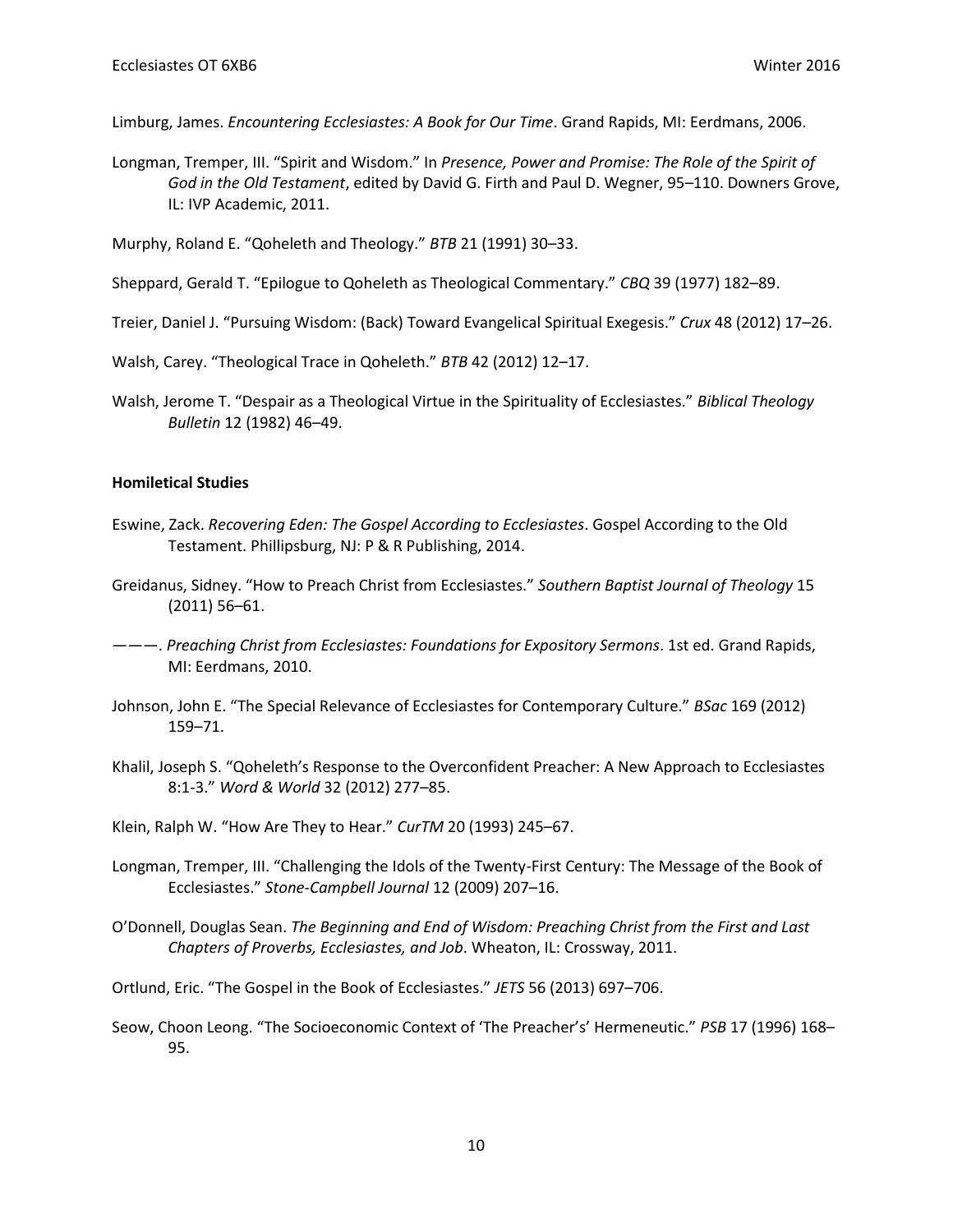Limburg, James. *Encountering Ecclesiastes: A Book for Our Time*. Grand Rapids, MI: Eerdmans, 2006.

Longman, Tremper, III. "Spirit and Wisdom." In *Presence, Power and Promise: The Role of the Spirit of God in the Old Testament*, edited by David G. Firth and Paul D. Wegner, 95–110. Downers Grove, IL: IVP Academic, 2011.

Murphy, Roland E. "Qoheleth and Theology." *BTB* 21 (1991) 30–33.

Sheppard, Gerald T. "Epilogue to Qoheleth as Theological Commentary." *CBQ* 39 (1977) 182–89.

Treier, Daniel J. "Pursuing Wisdom: (Back) Toward Evangelical Spiritual Exegesis." *Crux* 48 (2012) 17–26.

Walsh, Carey. "Theological Trace in Qoheleth." *BTB* 42 (2012) 12–17.

Walsh, Jerome T. "Despair as a Theological Virtue in the Spirituality of Ecclesiastes." *Biblical Theology Bulletin* 12 (1982) 46–49.

**Homiletical Studies**

Eswine, Zack. *Recovering Eden: The Gospel According to Ecclesiastes*. Gospel According to the Old Testament. Phillipsburg, NJ: P & R Publishing, 2014.

Greidanus, Sidney. "How to Preach Christ from Ecclesiastes." *Southern Baptist Journal of Theology* 15 (2011) 56–61.

———. *Preaching Christ from Ecclesiastes: Foundations for Expository Sermons*. 1st ed. Grand Rapids, MI: Eerdmans, 2010.

Johnson, John E. "The Special Relevance of Ecclesiastes for Contemporary Culture." *BSac* 169 (2012) 159–71.

Khalil, Joseph S. "Qoheleth's Response to the Overconfident Preacher: A New Approach to Ecclesiastes 8:1-3." *Word & World* 32 (2012) 277–85.

Klein, Ralph W. "How Are They to Hear." *CurTM* 20 (1993) 245–67.

Longman, Tremper, III. "Challenging the Idols of the Twenty-First Century: The Message of the Book of Ecclesiastes." *Stone-Campbell Journal* 12 (2009) 207–16.

O'Donnell, Douglas Sean. *The Beginning and End of Wisdom: Preaching Christ from the First and Last Chapters of Proverbs, Ecclesiastes, and Job*. Wheaton, IL: Crossway, 2011.

Ortlund, Eric. "The Gospel in the Book of Ecclesiastes." *JETS* 56 (2013) 697–706.

Seow, Choon Leong. "The Socioeconomic Context of 'The Preacher's' Hermeneutic." *PSB* 17 (1996) 168–95.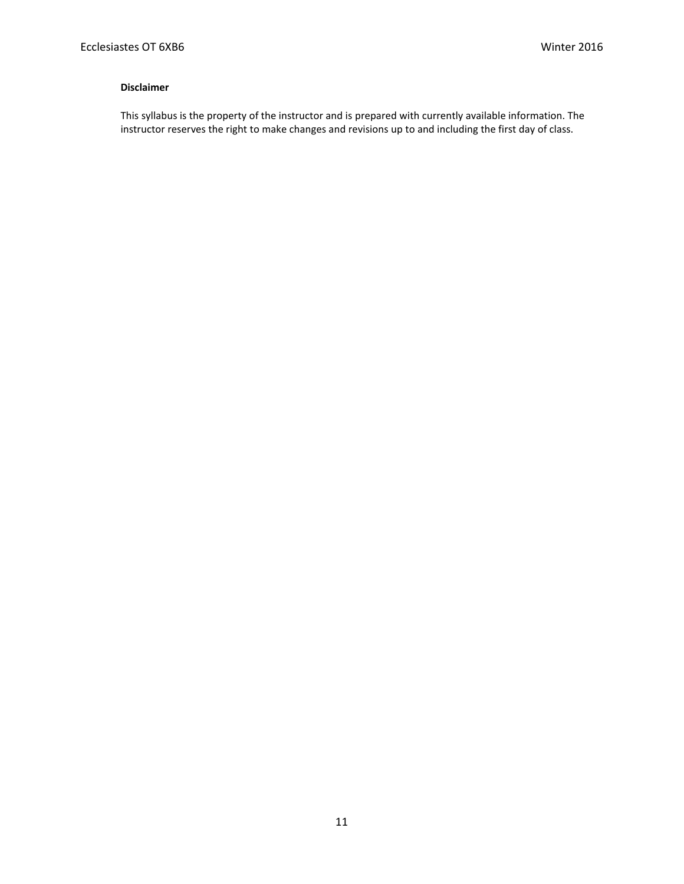**Disclaimer**

This syllabus is the property of the instructor and is prepared with currently available information. The instructor reserves the right to make changes and revisions up to and including the first day of class.